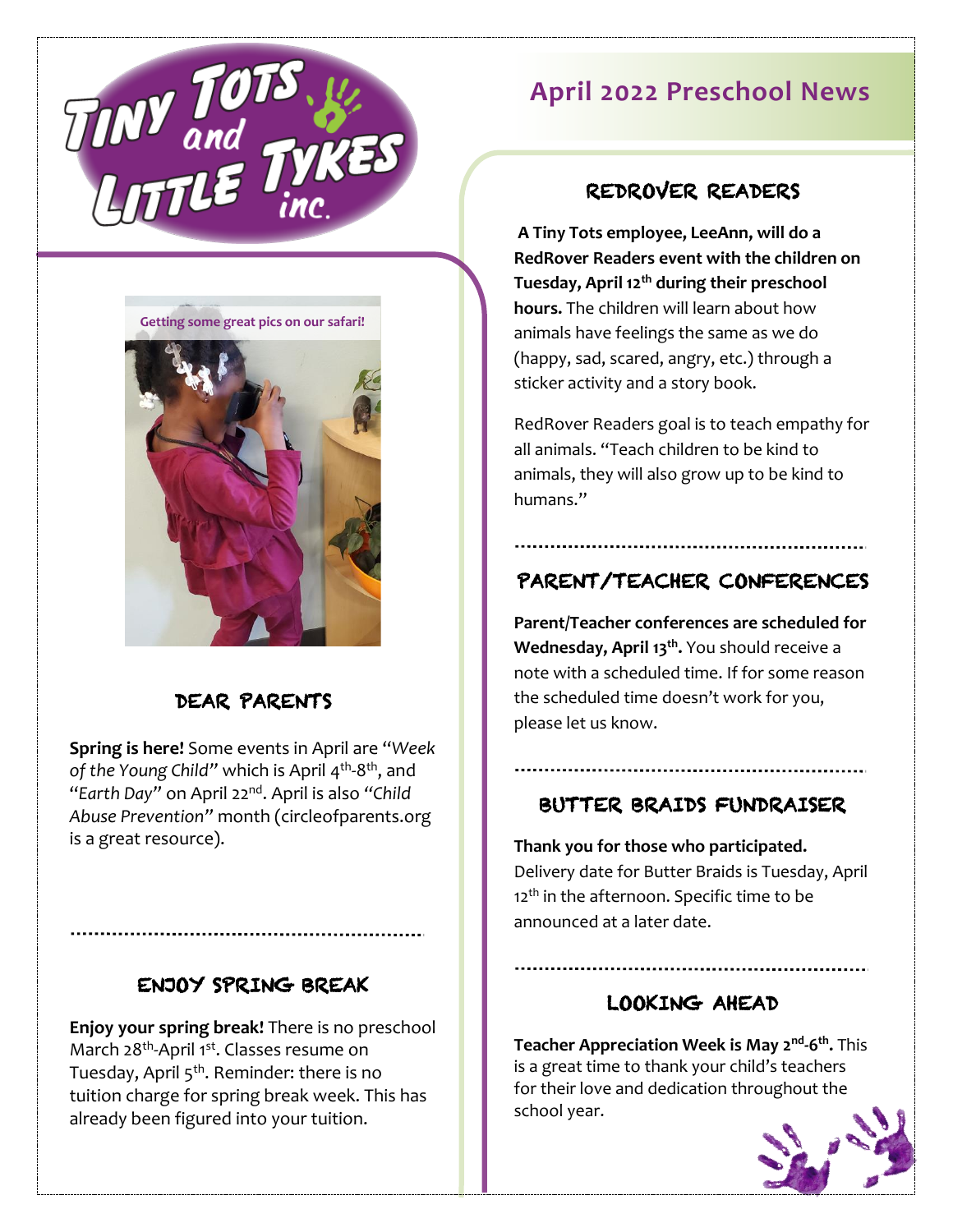# Tiny Tots and Little Tykes inc.

# April 2022 Preschool News

Getting some great pics on our safari!

## DEAR PARENTS

**Spring is here!** Some events in April are *"Week of the Young Child"* which is April 4th-8th, and *"Earth Day"* on April 22nd. April is also *"Child Abuse Prevention"* month (circleofparents.org is a great resource).

## ENJOY SPRING BREAK

**Enjoy your spring break!** There is no preschool March 28th-April 1st. Classes resume on Tuesday, April 5th. Reminder: there is no tuition charge for spring break week. This has already been figured into your tuition.

## REDROVER READERS

**A Tiny Tots employee, LeeAnn, will do a RedRover Readers event with the children on Tuesday, April 12th during their preschool hours.** The children will learn about how animals have feelings the same as we do (happy, sad, scared, angry, etc.) through a sticker activity and a story book.

RedRover Readers goal is to teach empathy for all animals. "Teach children to be kind to animals, they will also grow up to be kind to humans."

## PARENT/TEACHER CONFERENCES

**Parent/Teacher conferences are scheduled for Wednesday, April 13th.** You should receive a note with a scheduled time. If for some reason the scheduled time doesn't work for you, please let us know.

## BUTTER BRAIDS FUNDRAISER

**Thank you for those who participated.** Delivery date for Butter Braids is Tuesday, April 12th in the afternoon. Specific time to be announced at a later date.

## LOOKING AHEAD

**Teacher Appreciation Week is May 2nd-6th.** This is a great time to thank your child's teachers for their love and dedication throughout the school year.